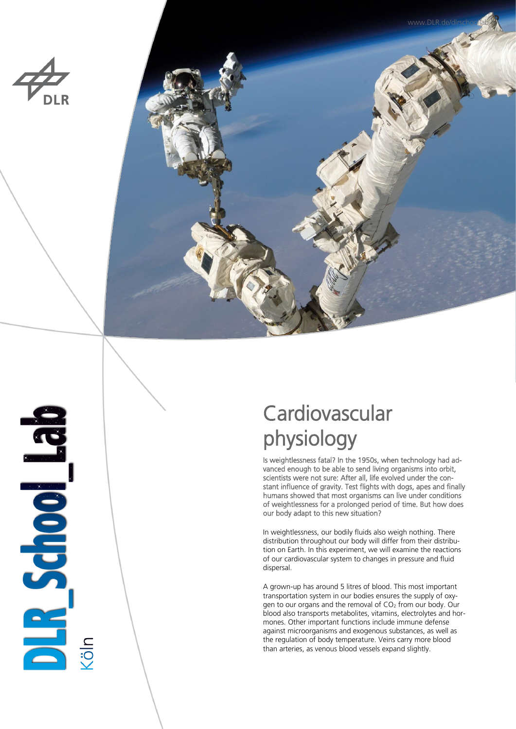# Cardiovascular physiology

Is weightlessness fatal? In the 1950s, when technology had advanced enough to be able to send living organisms into orbit, scientists were not sure: After all, life evolved under the constant influence of gravity. Test flights with dogs, apes and finally humans showed that most organisms can live under conditions of weightlessness for a prolonged period of time. But how does our body adapt to this new situation?

In weightlessness, our bodily fluids also weigh nothing. There distribution throughout our body will differ from their distribution on Earth. In this experiment, we will examine the reactions of our cardiovascular system to changes in pressure and fluid dispersal.

A grown-up has around 5 litres of blood. This most important transportation system in our bodies ensures the supply of oxygen to our organs and the removal of $CO_2$ from our body. Our blood also transports metabolites, vitamins, electrolytes and hormones. Other important functions include immune defense against microorganisms and exogenous substances, as well as the regulation of body temperature. Veins carry more blood than arteries, as venous blood vessels expand slightly.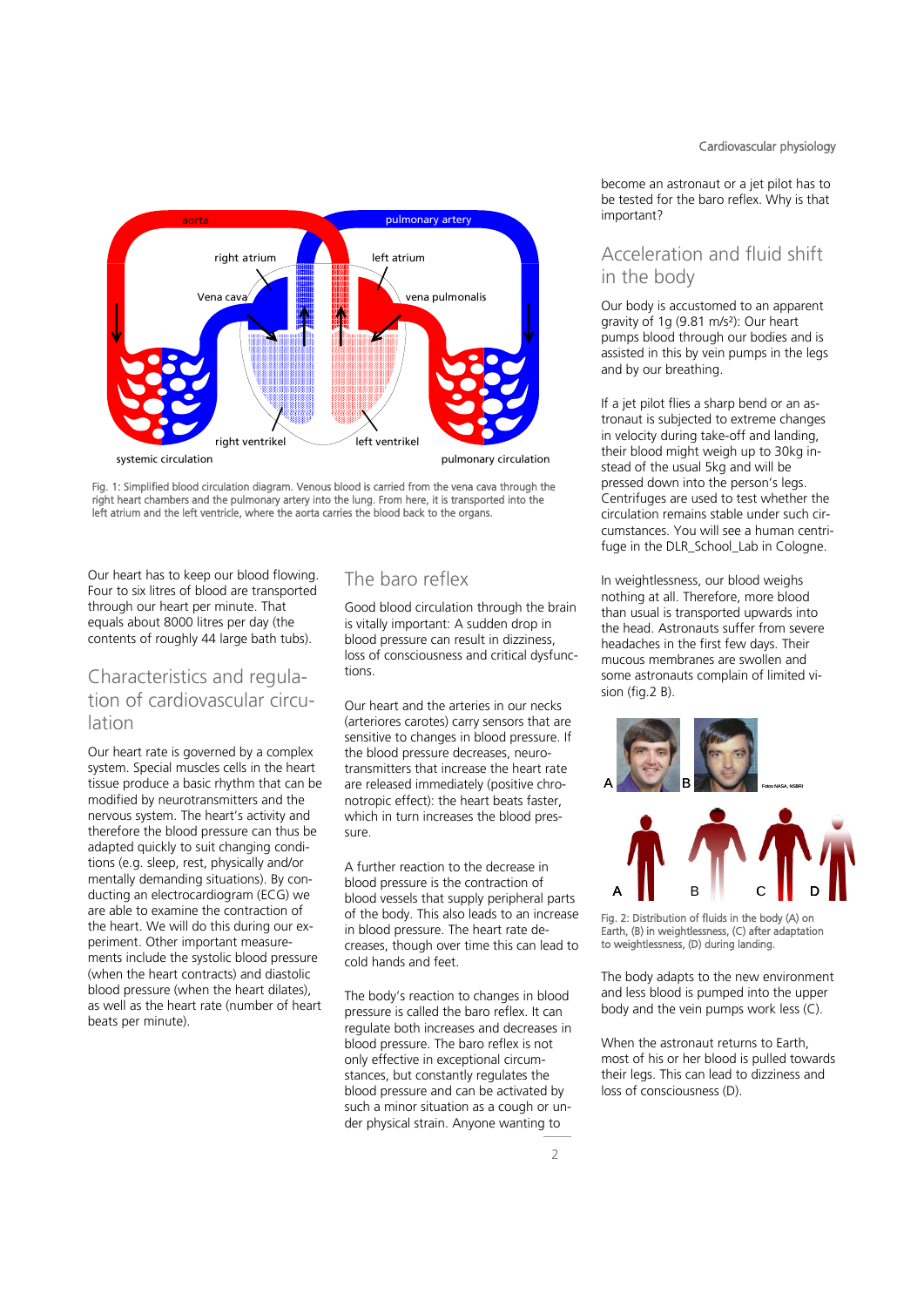Fig. 1: Simplified blood circulation diagram. Venous blood is carried from the vena cava through the right heart chambers and the pulmonary artery into the lung. From here, it is transported into the left atrium and the left ventricle, where the aorta carries the blood back to the organs.

Our heart has to keep our blood flowing. Four to six litres of blood are transported through our heart per minute. That equals about 8000 litres per day (the contents of roughly 44 large bath tubs).

## Characteristics and regulation of cardiovascular circulation

Our heart rate is governed by a complex system. Special muscles cells in the heart tissue produce a basic rhythm that can be modified by neurotransmitters and the nervous system. The heart's activity and therefore the blood pressure can thus be adapted quickly to suit changing conditions (e.g. sleep, rest, physically and/or mentally demanding situations). By conducting an electrocardiogram (ECG) we are able to examine the contraction of the heart. We will do this during our experiment. Other important measurements include the systolic blood pressure (when the heart contracts) and diastolic blood pressure (when the heart dilates), as well as the heart rate (number of heart beats per minute).

## The baro reflex

Good blood circulation through the brain is vitally important: A sudden drop in blood pressure can result in dizziness, loss of consciousness and critical dysfunctions.

Our heart and the arteries in our necks (arteriores carotes) carry sensors that are sensitive to changes in blood pressure. If the blood pressure decreases, neurotransmitters that increase the heart rate are released immediately (positive chronotropic effect): the heart beats faster, which in turn increases the blood pressure.

A further reaction to the decrease in blood pressure is the contraction of blood vessels that supply peripheral parts of the body. This also leads to an increase in blood pressure. The heart rate decreases, though over time this can lead to cold hands and feet.

The body's reaction to changes in blood pressure is called the baro reflex. It can regulate both increases and decreases in blood pressure. The baro reflex is not only effective in exceptional circumstances, but constantly regulates the blood pressure and can be activated by such a minor situation as a cough or under physical strain. Anyone wanting to become an astronaut or a jet pilot has to be tested for the baro reflex. Why is that important?

## Acceleration and fluid shift in the body

Our body is accustomed to an apparent gravity of 1g (9.81 m/s²): Our heart pumps blood through our bodies and is assisted in this by vein pumps in the legs and by our breathing.

If a jet pilot flies a sharp bend or an astronaut is subjected to extreme changes in velocity during take-off and landing, their blood might weigh up to 30kg instead of the usual 5kg and will be pressed down into the person's legs. Centrifuges are used to test whether the circulation remains stable under such circumstances. You will see a human centrifuge in the DLR_School_Lab in Cologne.

In weightlessness, our blood weighs nothing at all. Therefore, more blood than usual is transported upwards into the head. Astronauts suffer from severe headaches in the first few days. Their mucous membranes are swollen and some astronauts complain of limited vision (fig.2 B).

Fig. 2: Distribution of fluids in the body (A) on Earth, (B) in weightlessness, (C) after adaptation to weightlessness, (D) during landing.

The body adapts to the new environment and less blood is pumped into the upper body and the vein pumps work less (C).

When the astronaut returns to Earth, most of his or her blood is pulled towards their legs. This can lead to dizziness and loss of consciousness (D).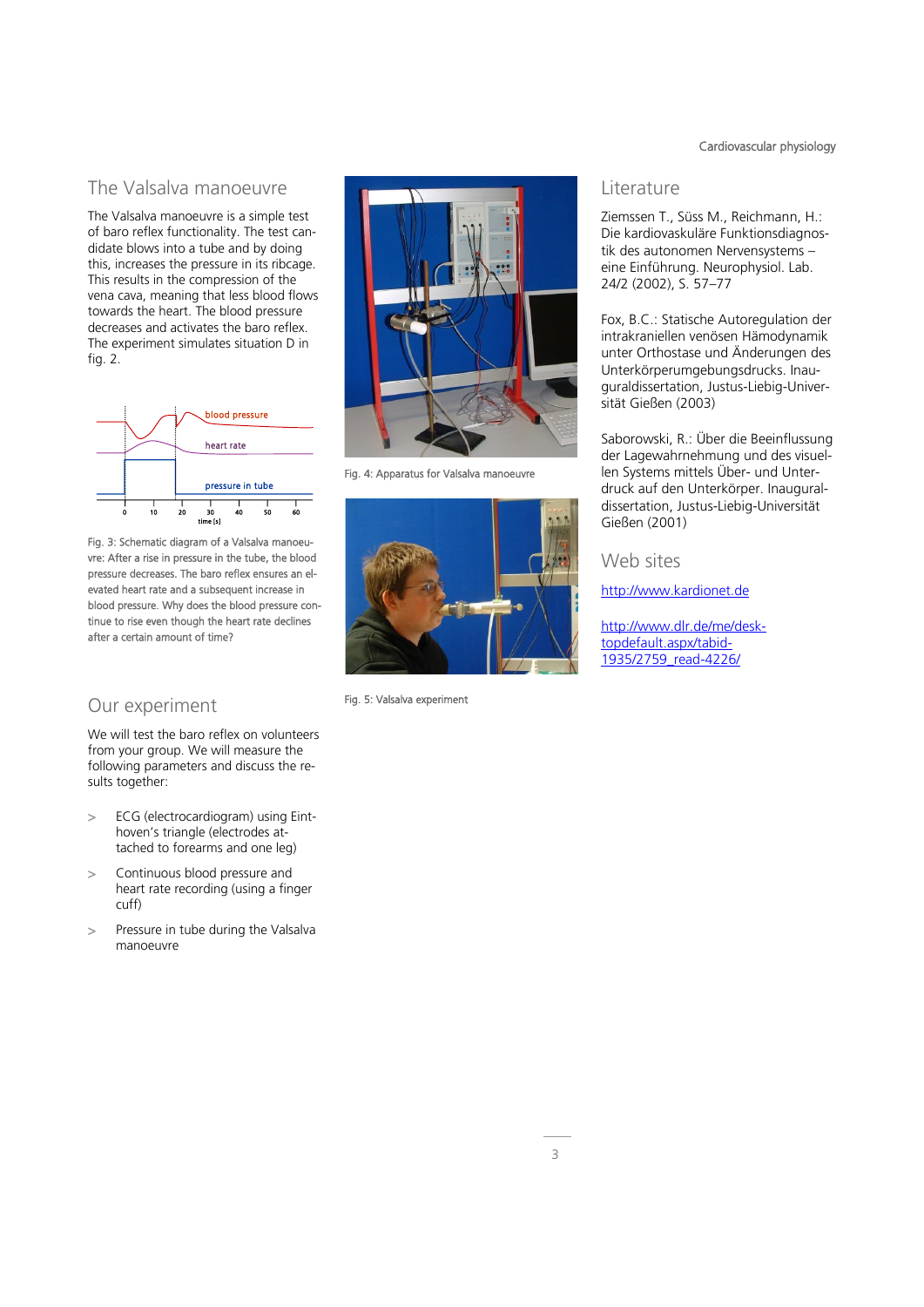## The Valsalva manoeuvre

The Valsalva manoeuvre is a simple test of baro reflex functionality. The test candidate blows into a tube and by doing this, increases the pressure in its ribcage. This results in the compression of the vena cava, meaning that less blood flows towards the heart. The blood pressure decreases and activates the baro reflex. The experiment simulates situation D in fig. 2.

Fig. 3: Schematic diagram of a Valsalva manoeuvre: After a rise in pressure in the tube, the blood pressure decreases. The baro reflex ensures an elevated heart rate and a subsequent increase in blood pressure. Why does the blood pressure continue to rise even though the heart rate declines after a certain amount of time?

Fig. 4: Apparatus for Valsalva manoeuvre

Fig. 5: Valsalva experiment

## Our experiment

We will test the baro reflex on volunteers from your group. We will measure the following parameters and discuss the results together:

- ECG (electrocardiogram) using Einthoven's triangle (electrodes attached to forearms and one leg)
- Continuous blood pressure and heart rate recording (using a finger cuff)
- Pressure in tube during the Valsalva manoeuvre

## Literature

Ziemssen T., Süss M., Reichmann, H.: Die kardiovaskuläre Funktionsdiagnostik des autonomen Nervensystems – eine Einführung. Neurophysiol. Lab. 24/2 (2002), S. 57–77

Fox, B.C.: Statische Autoregulation der intrakraniellen venösen Hämodynamik unter Orthostase und Änderungen des Unterkörperumgebungsdrucks. Inauguraldissertation, Justus-Liebig-Universität Gießen (2003)

Saborowski, R.: Über die Beeinflussung der Lagewahrnehmung und des visuellen Systems mittels Über- und Unterdruck auf den Unterkörper. Inauguraldissertation, Justus-Liebig-Universität Gießen (2001)

## Web sites

http://www.kardionet.de

http://www.dlr.de/me/desktopdefault.aspx/tabid-1935/2759_read-4226/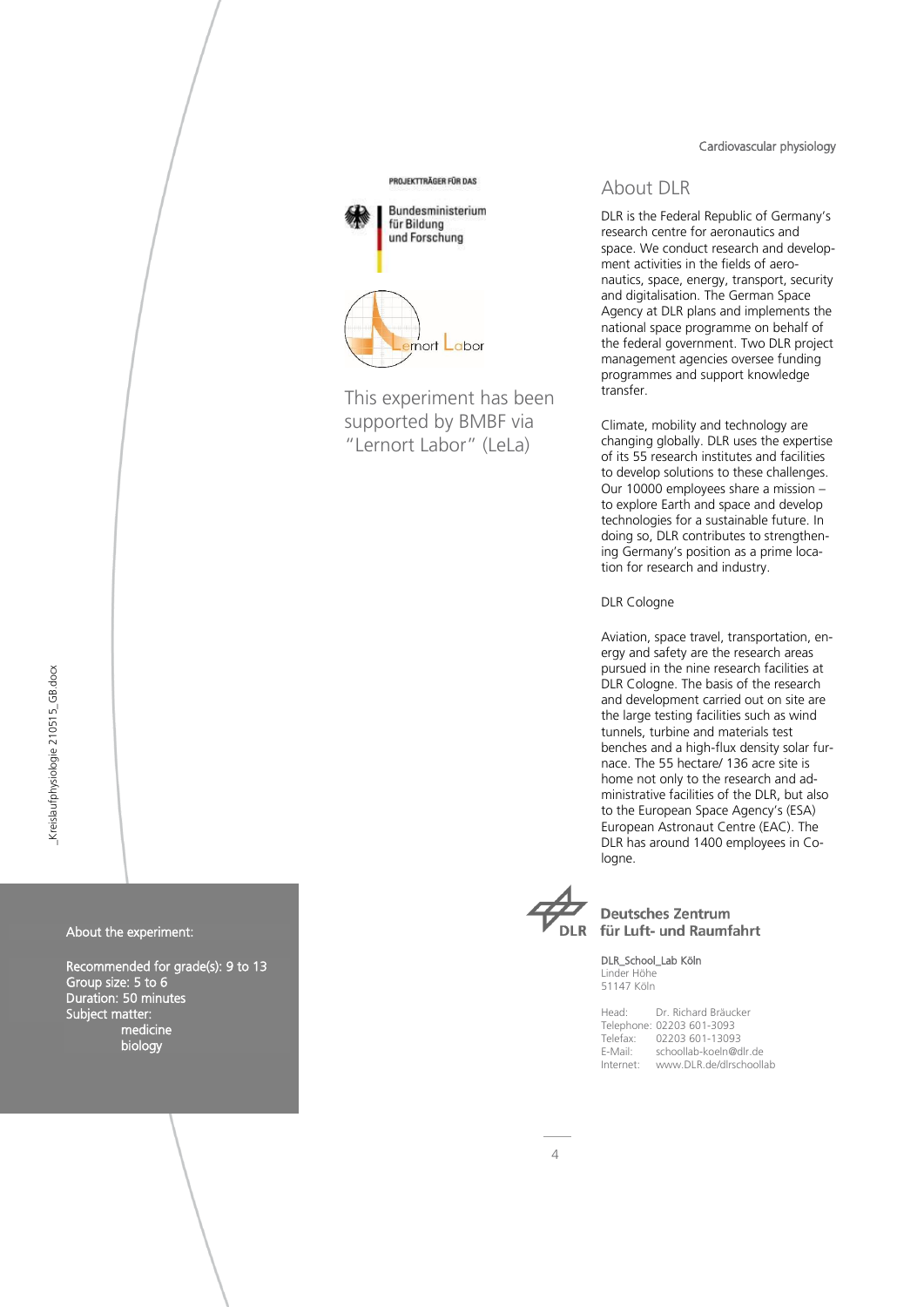PROJEKTTRÄGER FÜR DAS

Bundesministerium für Bildung und Forschung

Lernort Labor

This experiment has been supported by BMBF via "Lernort Labor" (LeLa)

## About DLR

DLR is the Federal Republic of Germany's research centre for aeronautics and space. We conduct research and development activities in the fields of aeronautics, space, energy, transport, security and digitalisation. The German Space Agency at DLR plans and implements the national space programme on behalf of the federal government. Two DLR project management agencies oversee funding programmes and support knowledge transfer.

Climate, mobility and technology are changing globally. DLR uses the expertise of its 55 research institutes and facilities to develop solutions to these challenges. Our 10000 employees share a mission – to explore Earth and space and develop technologies for a sustainable future. In doing so, DLR contributes to strengthening Germany's position as a prime location for research and industry.

DLR Cologne

Aviation, space travel, transportation, energy and safety are the research areas pursued in the nine research facilities at DLR Cologne. The basis of the research and development carried out on site are the large testing facilities such as wind tunnels, turbine and materials test benches and a high-flux density solar furnace. The 55 hectare/ 136 acre site is home not only to the research and administrative facilities of the DLR, but also to the European Space Agency's (ESA) European Astronaut Centre (EAC). The DLR has around 1400 employees in Cologne.

About the experiment:

Recommended for grade(s): 9 to 13
Group size: 5 to 6
Duration: 50 minutes
Subject matter:
- medicine
- biology

DLR Deutsches Zentrum für Luft- und Raumfahrt

DLR_School_Lab Köln
Linder Höhe
51147 Köln

| | |
|---|---|
| Head: | Dr. Richard Bräucker |
| Telephone: | 02203 601-3093 |
| Telefax: | 02203 601-13093 |
| E-Mail: | schoollab-koeln@dlr.de |
| Internet: | www.DLR.de/dlrschoollab |

_Kreislaufphysiologie 210515_GB.docx